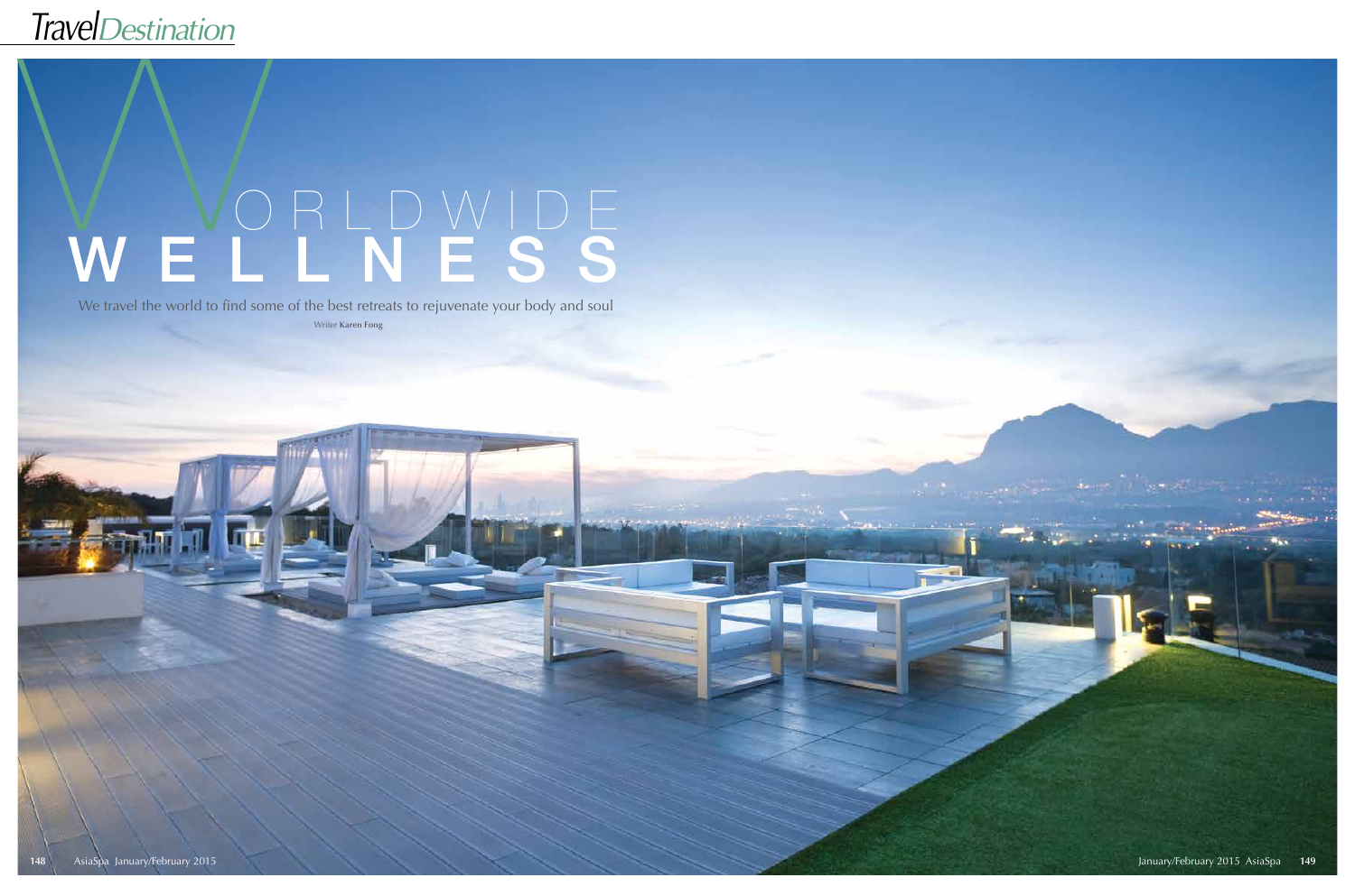# WORLDWIDE WELLNESS

We travel the world to find some of the best retreats to rejuvenate your body and soul

Writer **Karen Fong**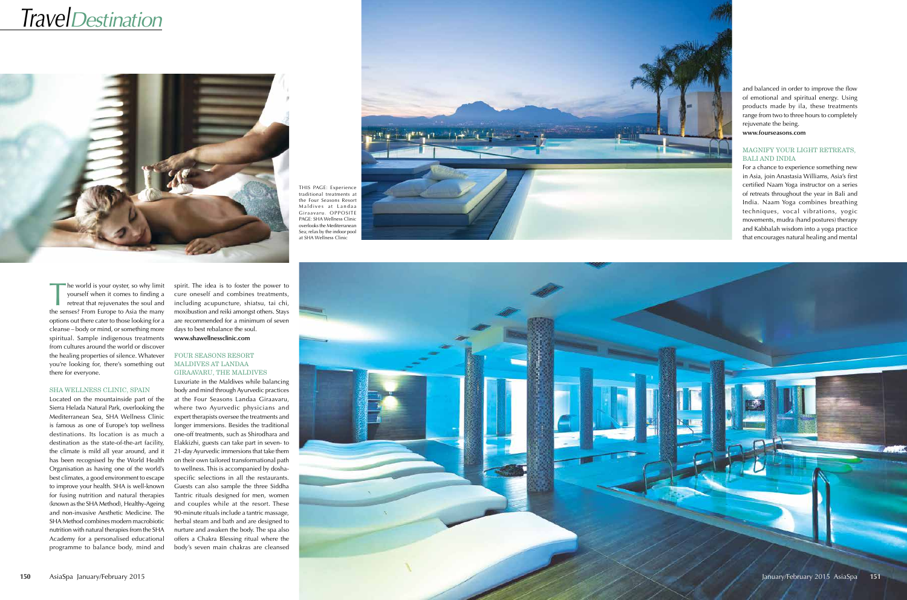# Travel Destination

THIS PAGE: Experience traditional treatments at the Four Seasons Resort Maldives at Landaa Giraavaru. OPPOSITE PAGE: SHA Wellness Clinic overlooks the Mediterranean Sea; relax by the indoor pool at SHA Wellness Clinic

The world is your oyster, so why limit yourself when it comes to finding a retreat that rejuvenates the soul and the senses? From Europe to Asia the many options out there cater to those looking for a cleanse – body or mind, or something more spiritual. Sample indigenous treatments from cultures around the world or discover the healing properties of silence. Whatever you're looking for, there's something out there for everyone.

## SHA WELLNESS CLINIC, SPAIN

Located on the mountainside part of the Sierra Helada Natural Park, overlooking the Mediterranean Sea, SHA Wellness Clinic is famous as one of Europe's top wellness destinations. Its location is as much a destination as the state-of-the-art facility, the climate is mild all year around, and it has been recognised by the World Health Organisation as having one of the world's best climates, a good environment to escape to improve your health. SHA is well-known for fusing nutrition and natural therapies (known as the SHA Method), Healthy-Ageing and non-invasive Aesthetic Medicine. The SHA Method combines modern macrobiotic nutrition with natural therapies from the SHA Academy for a personalised educational programme to balance body, mind and spirit. The idea is to foster the power to cure oneself and combines treatments, including acupuncture, shiatsu, tai chi, moxibustion and reiki amongst others. Stays are recommended for a minimum of seven days to best rebalance the soul.

**www.shawellnessclinic.com**

## FOUR SEASONS RESORT MALDIVES AT LANDAA GIRAAVARU, THE MALDIVES

Luxuriate in the Maldives while balancing body and mind through Ayurvedic practices at the Four Seasons Landaa Giraavaru, where two Ayurvedic physicians and expert therapists oversee the treatments and longer immersions. Besides the traditional one-off treatments, such as Shirodhara and Elakkizhi, guests can take part in seven- to 21-day Ayurvedic immersions that take them on their own tailored transformational path to wellness. This is accompanied by dosha-specific selections in all the restaurants. Guests can also sample the three Siddha Tantric rituals designed for men, women and couples while at the resort. These 90-minute rituals include a tantric massage, herbal steam and bath and are designed to nurture and awaken the body. The spa also offers a Chakra Blessing ritual where the body's seven main chakras are cleansed and balanced in order to improve the flow of emotional and spiritual energy. Using products made by ila, these treatments range from two to three hours to completely rejuvenate the being.

**www.fourseasons.com**

## MAGNIFY YOUR LIGHT RETREATS, BALI AND INDIA

For a chance to experience something new in Asia, join Anastasia Williams, Asia's first certified Naam Yoga instructor on a series of retreats throughout the year in Bali and India. Naam Yoga combines breathing techniques, vocal vibrations, yogic movements, mudra (hand postures) therapy and Kabbalah wisdom into a yoga practice that encourages natural healing and mental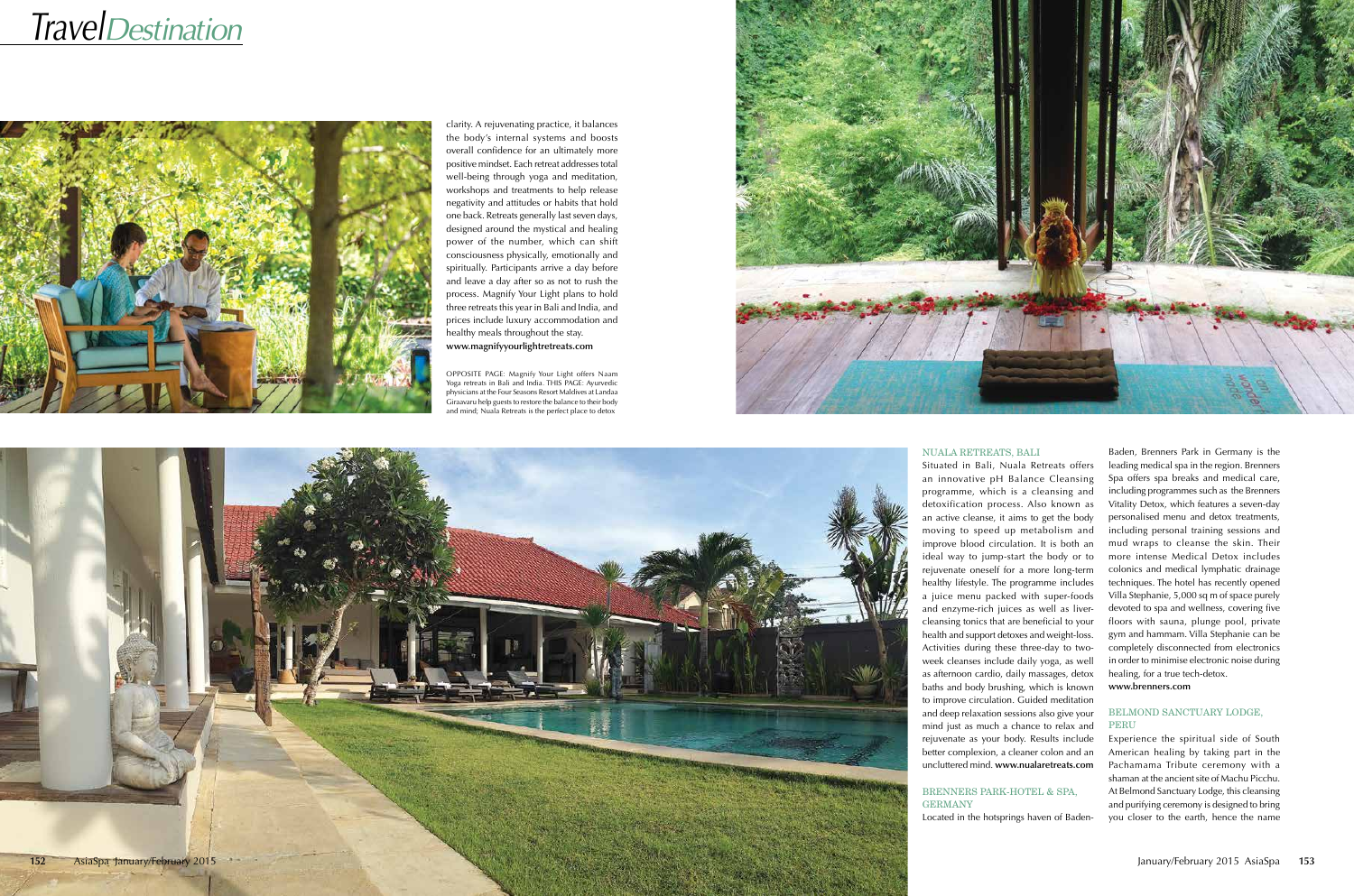clarity. A rejuvenating practice, it balances the body's internal systems and boosts overall confidence for an ultimately more positive mindset. Each retreat addresses total well-being through yoga and meditation, workshops and treatments to help release negativity and attitudes or habits that hold one back. Retreats generally last seven days, designed around the mystical and healing power of the number, which can shift consciousness physically, emotionally and spiritually. Participants arrive a day before and leave a day after so as not to rush the process. Magnify Your Light plans to hold three retreats this year in Bali and India, and prices include luxury accommodation and healthy meals throughout the stay. **www.magnifyyourlightretreats.com**

OPPOSITE PAGE: Magnify Your Light offers Naam Yoga retreats in Bali and India. THIS PAGE: Ayurvedic physicians at the Four Seasons Resort Maldives at Landaa Giraavaru help guests to restore the balance to their body and mind; Nuala Retreats is the perfect place to detox

### NUALA RETREATS, BALI

Situated in Bali, Nuala Retreats offers an innovative pH Balance Cleansing programme, which is a cleansing and detoxification process. Also known as an active cleanse, it aims to get the body moving to speed up metabolism and improve blood circulation. It is both an ideal way to jump-start the body or to rejuvenate oneself for a more long-term healthy lifestyle. The programme includes a juice menu packed with super-foods and enzyme-rich juices as well as liver-cleansing tonics that are beneficial to your health and support detoxes and weight-loss. Activities during these three-day to two-week cleanses include daily yoga, as well as afternoon cardio, daily massages, detox baths and body brushing, which is known to improve circulation. Guided meditation and deep relaxation sessions also give your mind just as much a chance to relax and rejuvenate as your body. Results include better complexion, a cleaner colon and an uncluttered mind. **www.nualaretreats.com**

### BRENNERS PARK-HOTEL & SPA, GERMANY

Located in the hotsprings haven of Baden-Baden, Brenners Park in Germany is the leading medical spa in the region. Brenners Spa offers spa breaks and medical care, including programmes such as the Brenners Vitality Detox, which features a seven-day personalised menu and detox treatments, including personal training sessions and mud wraps to cleanse the skin. Their more intense Medical Detox includes colonics and medical lymphatic drainage techniques. The hotel has recently opened Villa Stephanie, 5,000 sq m of space purely devoted to spa and wellness, covering five floors with sauna, plunge pool, private gym and hammam. Villa Stephanie can be completely disconnected from electronics in order to minimise electronic noise during healing, for a true tech-detox. **www.brenners.com**

### BELMOND SANCTUARY LODGE, PERU

Experience the spiritual side of South American healing by taking part in the Pachamama Tribute ceremony with a shaman at the ancient site of Machu Picchu. At Belmond Sanctuary Lodge, this cleansing and purifying ceremony is designed to bring you closer to the earth, hence the name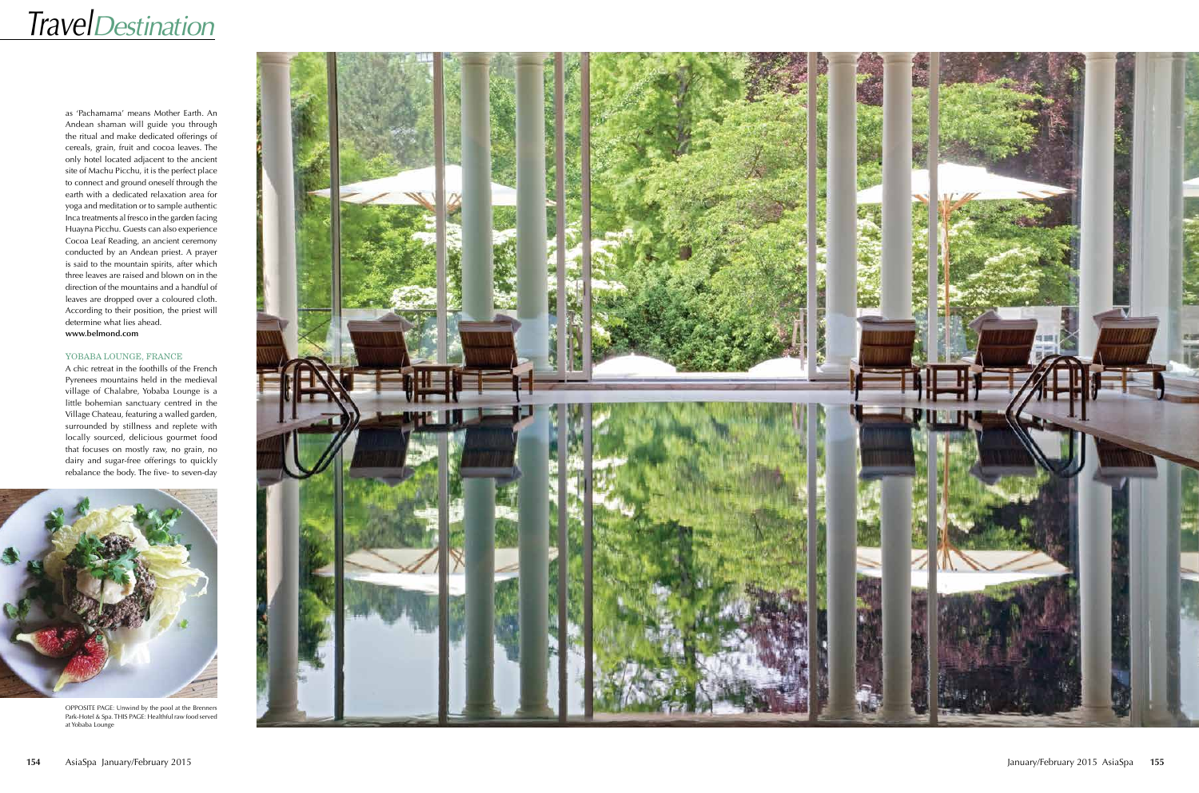as 'Pachamama' means Mother Earth. An Andean shaman will guide you through the ritual and make dedicated offerings of cereals, grain, fruit and cocoa leaves. The only hotel located adjacent to the ancient site of Machu Picchu, it is the perfect place to connect and ground oneself through the earth with a dedicated relaxation area for yoga and meditation or to sample authentic Inca treatments al fresco in the garden facing Huayna Picchu. Guests can also experience Cocoa Leaf Reading, an ancient ceremony conducted by an Andean priest. A prayer is said to the mountain spirits, after which three leaves are raised and blown on in the direction of the mountains and a handful of leaves are dropped over a coloured cloth. According to their position, the priest will determine what lies ahead.
**www.belmond.com**

### YOBABA LOUNGE, FRANCE

A chic retreat in the foothills of the French Pyrenees mountains held in the medieval village of Chalabre, Yobaba Lounge is a little bohemian sanctuary centred in the Village Chateau, featuring a walled garden, surrounded by stillness and replete with locally sourced, delicious gourmet food that focuses on mostly raw, no grain, no dairy and sugar-free offerings to quickly rebalance the body. The five- to seven-day

OPPOSITE PAGE: Unwind by the pool at the Brenners Park-Hotel & Spa. THIS PAGE: Healthful raw food served at Yobaba Lounge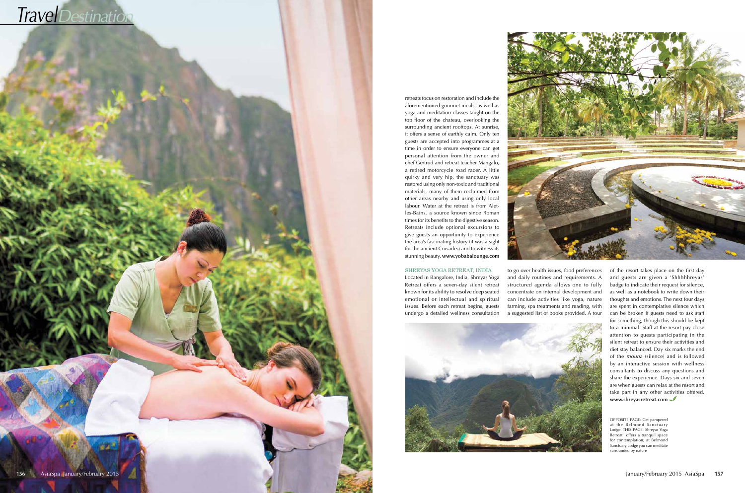retreats focus on restoration and include the aforementioned gourmet meals, as well as yoga and meditation classes taught on the top floor of the chateau, overlooking the surrounding ancient rooftops. At sunrise, it offers a sense of earthly calm. Only ten guests are accepted into programmes at a time in order to ensure everyone can get personal attention from the owner and chef Gertrud and retreat teacher Mangalo, a retired motorcycle road racer. A little quirky and very hip, the sanctuary was restored using only non-toxic and traditional materials, many of them reclaimed from other areas nearby and using only local labour. Water at the retreat is from Alet-les-Bains, a source known since Roman times for its benefits to the digestive season. Retreats include optional excursions to give guests an opportunity to experience the area's fascinating history (it was a sight for the ancient Crusades) and to witness its stunning beauty. **www.yobabalounge.com**

## SHREYAS YOGA RETREAT, INDIA

Located in Bangalore, India, Shreyas Yoga Retreat offers a seven-day silent retreat known for its ability to resolve deep seated emotional or intellectual and spiritual issues. Before each retreat begins, guests undergo a detailed wellness consultation to go over health issues, food preferences and daily routines and requirements. A structured agenda allows one to fully concentrate on internal development and can include activities like yoga, nature farming, spa treatments and reading, with a suggested list of books provided. A tour of the resort takes place on the first day and guests are given a 'Shhhhhreyas' badge to indicate their request for silence, as well as a notebook to write down their thoughts and emotions. The next four days are spent in contemplative silence which can be broken if guests need to ask staff for something, though this should be kept to a minimal. Staff at the resort pay close attention to guests participating in the silent retreat to ensure their activities and diet stay balanced. Day six marks the end of the *mouna* (silence) and is followed by an interactive session with wellness consultants to discuss any questions and share the experience. Days six and seven are when guests can relax at the resort and take part in any other activities offered. **www.shreyasretreat.com**

OPPOSITE PAGE: Get pampered at the Belmond Sanctuary Lodge. THIS PAGE: Shreyas Yoga Retreat offers a tranquil space for contemplation; at Belmond Sanctuary Lodge you can meditate surrounded by nature